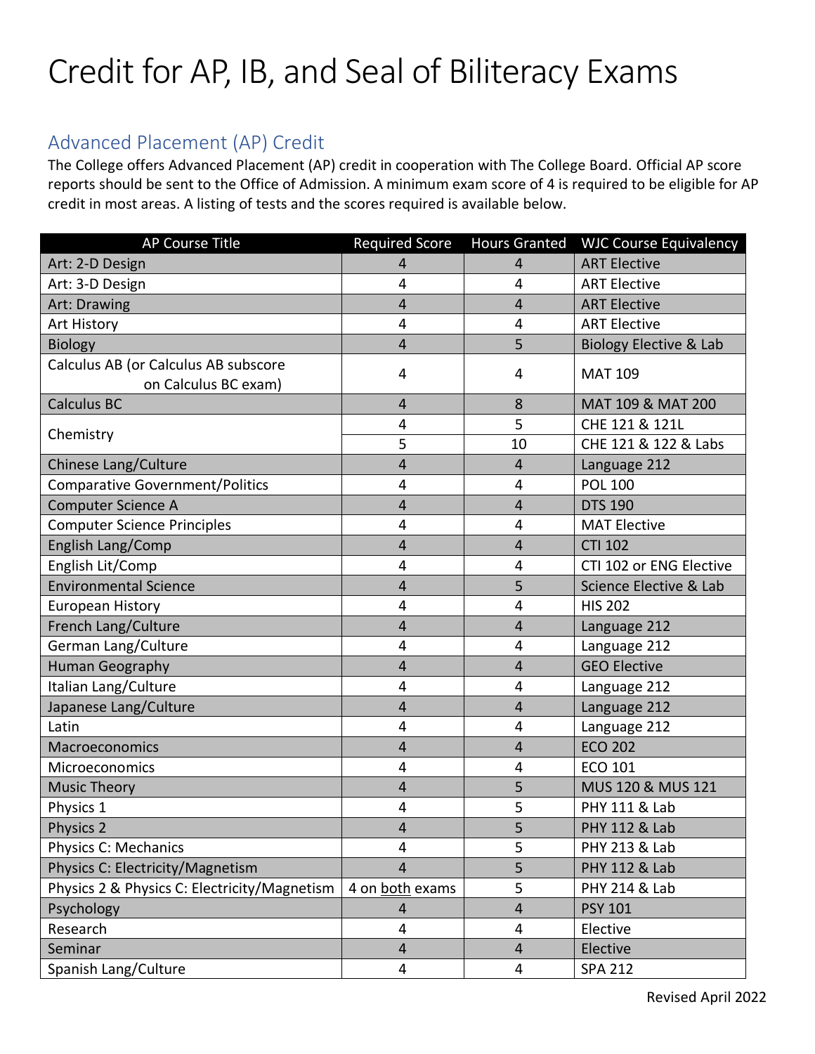# Credit for AP, IB, and Seal of Biliteracy Exams

## Advanced Placement (AP) Credit

The College offers Advanced Placement (AP) credit in cooperation with The College Board. Official AP score reports should be sent to the Office of Admission. A minimum exam score of 4 is required to be eligible for AP credit in most areas. A listing of tests and the scores required is available below.

| AP Course Title | Required Score | Hours Granted | WJC Course Equivalency |
|---|---|---|---|
| Art: 2-D Design | 4 | 4 | ART Elective |
| Art: 3-D Design | 4 | 4 | ART Elective |
| Art: Drawing | 4 | 4 | ART Elective |
| Art History | 4 | 4 | ART Elective |
| Biology | 4 | 5 | Biology Elective & Lab |
| Calculus AB (or Calculus AB subscore on Calculus BC exam) | 4 | 4 | MAT 109 |
| Calculus BC | 4 | 8 | MAT 109 & MAT 200 |
| Chemistry | 4 | 5 | CHE 121 & 121L |
| | 5 | 10 | CHE 121 & 122 & Labs |
| Chinese Lang/Culture | 4 | 4 | Language 212 |
| Comparative Government/Politics | 4 | 4 | POL 100 |
| Computer Science A | 4 | 4 | DTS 190 |
| Computer Science Principles | 4 | 4 | MAT Elective |
| English Lang/Comp | 4 | 4 | CTI 102 |
| English Lit/Comp | 4 | 4 | CTI 102 or ENG Elective |
| Environmental Science | 4 | 5 | Science Elective & Lab |
| European History | 4 | 4 | HIS 202 |
| French Lang/Culture | 4 | 4 | Language 212 |
| German Lang/Culture | 4 | 4 | Language 212 |
| Human Geography | 4 | 4 | GEO Elective |
| Italian Lang/Culture | 4 | 4 | Language 212 |
| Japanese Lang/Culture | 4 | 4 | Language 212 |
| Latin | 4 | 4 | Language 212 |
| Macroeconomics | 4 | 4 | ECO 202 |
| Microeconomics | 4 | 4 | ECO 101 |
| Music Theory | 4 | 5 | MUS 120 & MUS 121 |
| Physics 1 | 4 | 5 | PHY 111 & Lab |
| Physics 2 | 4 | 5 | PHY 112 & Lab |
| Physics C: Mechanics | 4 | 5 | PHY 213 & Lab |
| Physics C: Electricity/Magnetism | 4 | 5 | PHY 112 & Lab |
| Physics 2 & Physics C: Electricity/Magnetism | 4 on both exams | 5 | PHY 214 & Lab |
| Psychology | 4 | 4 | PSY 101 |
| Research | 4 | 4 | Elective |
| Seminar | 4 | 4 | Elective |
| Spanish Lang/Culture | 4 | 4 | SPA 212 |

Revised April 2022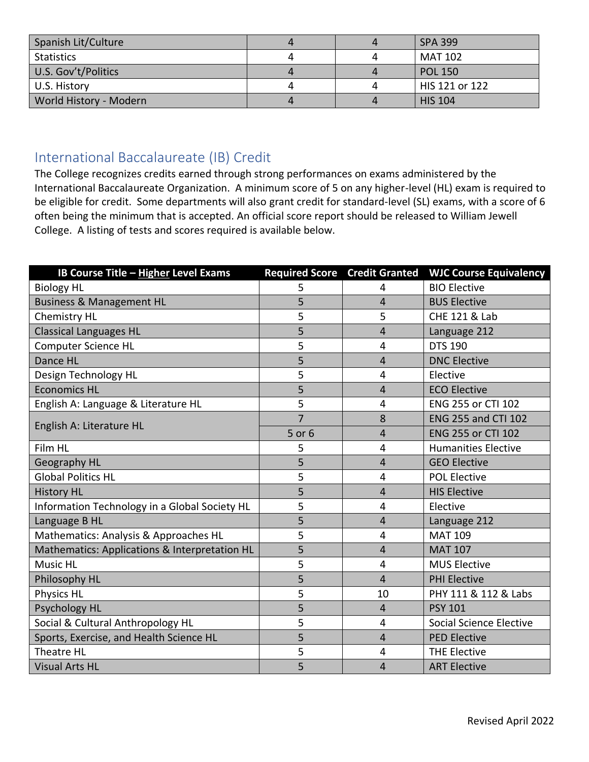| Spanish Lit/Culture | 4 | 4 | SPA 399 |
|---|---|---|---|
| Statistics | 4 | 4 | MAT 102 |
| U.S. Gov't/Politics | 4 | 4 | POL 150 |
| U.S. History | 4 | 4 | HIS 121 or 122 |
| World History - Modern | 4 | 4 | HIS 104 |

## International Baccalaureate (IB) Credit

The College recognizes credits earned through strong performances on exams administered by the International Baccalaureate Organization. A minimum score of 5 on any higher-level (HL) exam is required to be eligible for credit. Some departments will also grant credit for standard-level (SL) exams, with a score of 6 often being the minimum that is accepted. An official score report should be released to William Jewell College. A listing of tests and scores required is available below.

| IB Course Title – Higher Level Exams | Required Score | Credit Granted | WJC Course Equivalency |
|---|---|---|---|
| Biology HL | 5 | 4 | BIO Elective |
| Business & Management HL | 5 | 4 | BUS Elective |
| Chemistry HL | 5 | 5 | CHE 121 & Lab |
| Classical Languages HL | 5 | 4 | Language 212 |
| Computer Science HL | 5 | 4 | DTS 190 |
| Dance HL | 5 | 4 | DNC Elective |
| Design Technology HL | 5 | 4 | Elective |
| Economics HL | 5 | 4 | ECO Elective |
| English A: Language & Literature HL | 5 | 4 | ENG 255 or CTI 102 |
| English A: Literature HL | 7 | 8 | ENG 255 and CTI 102 |
| | 5 or 6 | 4 | ENG 255 or CTI 102 |
| Film HL | 5 | 4 | Humanities Elective |
| Geography HL | 5 | 4 | GEO Elective |
| Global Politics HL | 5 | 4 | POL Elective |
| History HL | 5 | 4 | HIS Elective |
| Information Technology in a Global Society HL | 5 | 4 | Elective |
| Language B HL | 5 | 4 | Language 212 |
| Mathematics: Analysis & Approaches HL | 5 | 4 | MAT 109 |
| Mathematics: Applications & Interpretation HL | 5 | 4 | MAT 107 |
| Music HL | 5 | 4 | MUS Elective |
| Philosophy HL | 5 | 4 | PHI Elective |
| Physics HL | 5 | 10 | PHY 111 & 112 & Labs |
| Psychology HL | 5 | 4 | PSY 101 |
| Social & Cultural Anthropology HL | 5 | 4 | Social Science Elective |
| Sports, Exercise, and Health Science HL | 5 | 4 | PED Elective |
| Theatre HL | 5 | 4 | THE Elective |
| Visual Arts HL | 5 | 4 | ART Elective |

Revised April 2022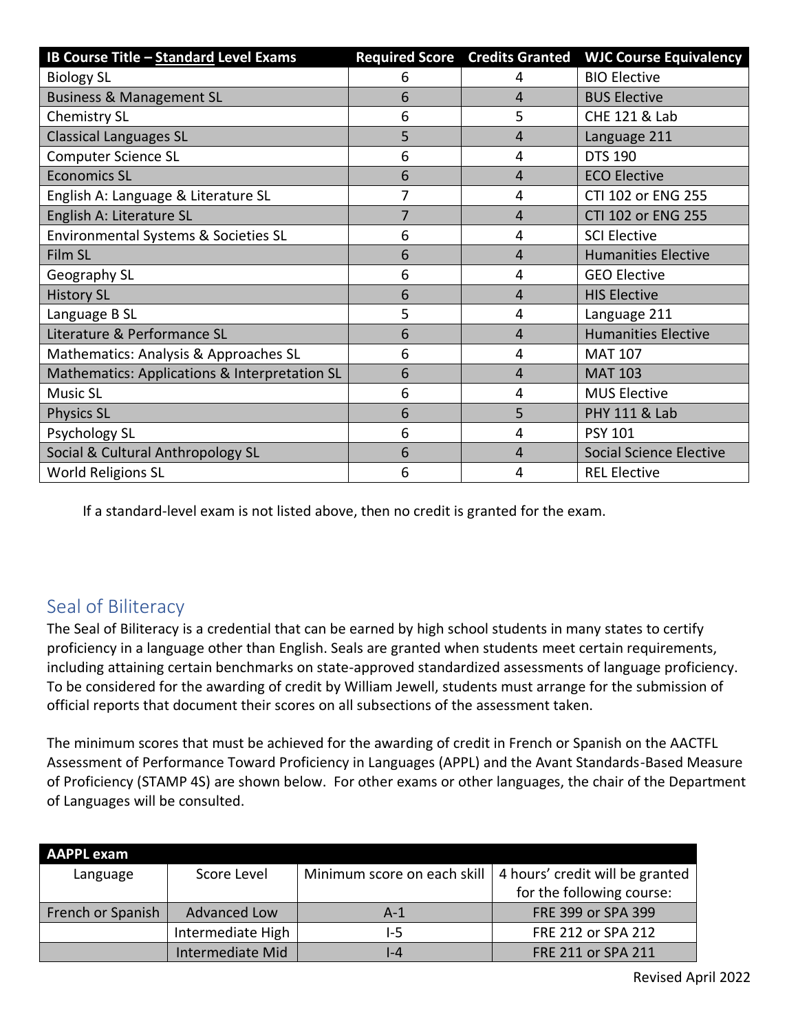| IB Course Title – Standard Level Exams | Required Score | Credits Granted | WJC Course Equivalency |
|---|---|---|---|
| Biology SL | 6 | 4 | BIO Elective |
| Business & Management SL | 6 | 4 | BUS Elective |
| Chemistry SL | 6 | 5 | CHE 121 & Lab |
| Classical Languages SL | 5 | 4 | Language 211 |
| Computer Science SL | 6 | 4 | DTS 190 |
| Economics SL | 6 | 4 | ECO Elective |
| English A: Language & Literature SL | 7 | 4 | CTI 102 or ENG 255 |
| English A: Literature SL | 7 | 4 | CTI 102 or ENG 255 |
| Environmental Systems & Societies SL | 6 | 4 | SCI Elective |
| Film SL | 6 | 4 | Humanities Elective |
| Geography SL | 6 | 4 | GEO Elective |
| History SL | 6 | 4 | HIS Elective |
| Language B SL | 5 | 4 | Language 211 |
| Literature & Performance SL | 6 | 4 | Humanities Elective |
| Mathematics: Analysis & Approaches SL | 6 | 4 | MAT 107 |
| Mathematics: Applications & Interpretation SL | 6 | 4 | MAT 103 |
| Music SL | 6 | 4 | MUS Elective |
| Physics SL | 6 | 5 | PHY 111 & Lab |
| Psychology SL | 6 | 4 | PSY 101 |
| Social & Cultural Anthropology SL | 6 | 4 | Social Science Elective |
| World Religions SL | 6 | 4 | REL Elective |

If a standard-level exam is not listed above, then no credit is granted for the exam.

## Seal of Biliteracy

The Seal of Biliteracy is a credential that can be earned by high school students in many states to certify proficiency in a language other than English. Seals are granted when students meet certain requirements, including attaining certain benchmarks on state-approved standardized assessments of language proficiency. To be considered for the awarding of credit by William Jewell, students must arrange for the submission of official reports that document their scores on all subsections of the assessment taken.

The minimum scores that must be achieved for the awarding of credit in French or Spanish on the AACTFL Assessment of Performance Toward Proficiency in Languages (APPL) and the Avant Standards-Based Measure of Proficiency (STAMP 4S) are shown below. For other exams or other languages, the chair of the Department of Languages will be consulted.

| AAPPL exam | | | |
|---|---|---|---|
| Language | Score Level | Minimum score on each skill | 4 hours' credit will be granted for the following course: |
| French or Spanish | Advanced Low | A-1 | FRE 399 or SPA 399 |
| | Intermediate High | I-5 | FRE 212 or SPA 212 |
| | Intermediate Mid | I-4 | FRE 211 or SPA 211 |

Revised April 2022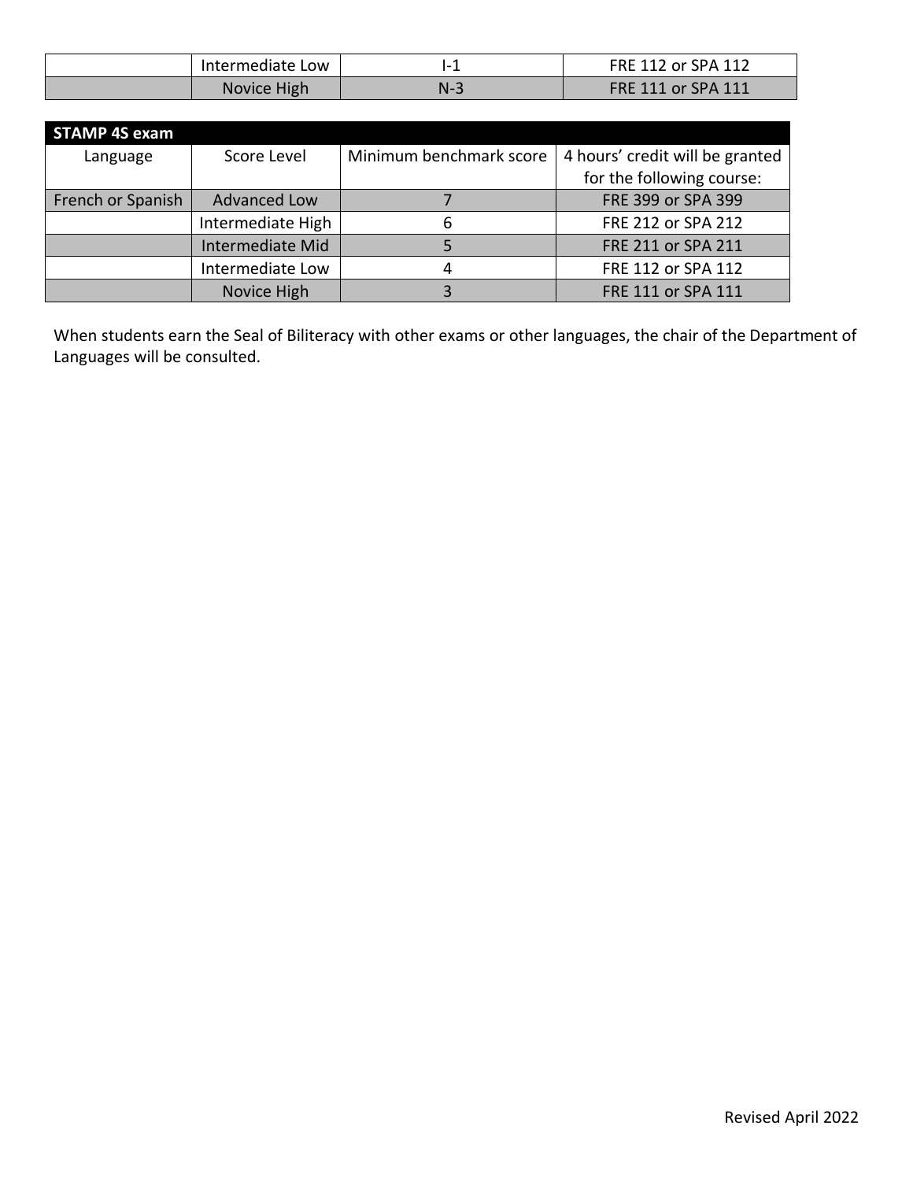| | | | |
|---|---|---|---|
| | Intermediate Low | I-1 | FRE 112 or SPA 112 |
| | Novice High | N-3 | FRE 111 or SPA 111 |

| **STAMP 4S exam** | | | |
|---|---|---|---|
| Language | Score Level | Minimum benchmark score | 4 hours' credit will be granted for the following course: |
| French or Spanish | Advanced Low | 7 | FRE 399 or SPA 399 |
| | Intermediate High | 6 | FRE 212 or SPA 212 |
| | Intermediate Mid | 5 | FRE 211 or SPA 211 |
| | Intermediate Low | 4 | FRE 112 or SPA 112 |
| | Novice High | 3 | FRE 111 or SPA 111 |

When students earn the Seal of Biliteracy with other exams or other languages, the chair of the Department of Languages will be consulted.

Revised April 2022